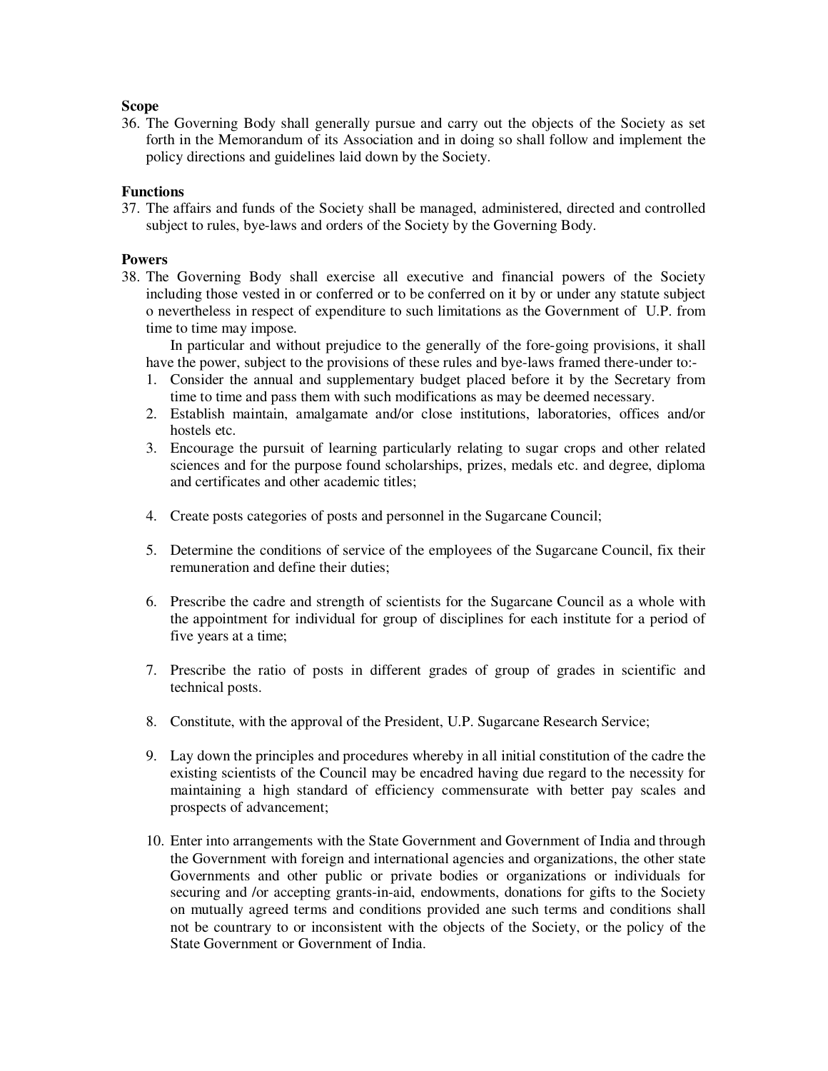**Scope**

36. The Governing Body shall generally pursue and carry out the objects of the Society as set forth in the Memorandum of its Association and in doing so shall follow and implement the policy directions and guidelines laid down by the Society.

**Functions**

37. The affairs and funds of the Society shall be managed, administered, directed and controlled subject to rules, bye-laws and orders of the Society by the Governing Body.

**Powers**

38. The Governing Body shall exercise all executive and financial powers of the Society including those vested in or conferred or to be conferred on it by or under any statute subject o nevertheless in respect of expenditure to such limitations as the Government of U.P. from time to time may impose.

    In particular and without prejudice to the generally of the fore-going provisions, it shall have the power, subject to the provisions of these rules and bye-laws framed there-under to:-

    1. Consider the annual and supplementary budget placed before it by the Secretary from time to time and pass them with such modifications as may be deemed necessary.
    2. Establish maintain, amalgamate and/or close institutions, laboratories, offices and/or hostels etc.
    3. Encourage the pursuit of learning particularly relating to sugar crops and other related sciences and for the purpose found scholarships, prizes, medals etc. and degree, diploma and certificates and other academic titles;
    4. Create posts categories of posts and personnel in the Sugarcane Council;
    5. Determine the conditions of service of the employees of the Sugarcane Council, fix their remuneration and define their duties;
    6. Prescribe the cadre and strength of scientists for the Sugarcane Council as a whole with the appointment for individual for group of disciplines for each institute for a period of five years at a time;
    7. Prescribe the ratio of posts in different grades of group of grades in scientific and technical posts.
    8. Constitute, with the approval of the President, U.P. Sugarcane Research Service;
    9. Lay down the principles and procedures whereby in all initial constitution of the cadre the existing scientists of the Council may be encadred having due regard to the necessity for maintaining a high standard of efficiency commensurate with better pay scales and prospects of advancement;
    10. Enter into arrangements with the State Government and Government of India and through the Government with foreign and international agencies and organizations, the other state Governments and other public or private bodies or organizations or individuals for securing and /or accepting grants-in-aid, endowments, donations for gifts to the Society on mutually agreed terms and conditions provided ane such terms and conditions shall not be countrary to or inconsistent with the objects of the Society, or the policy of the State Government or Government of India.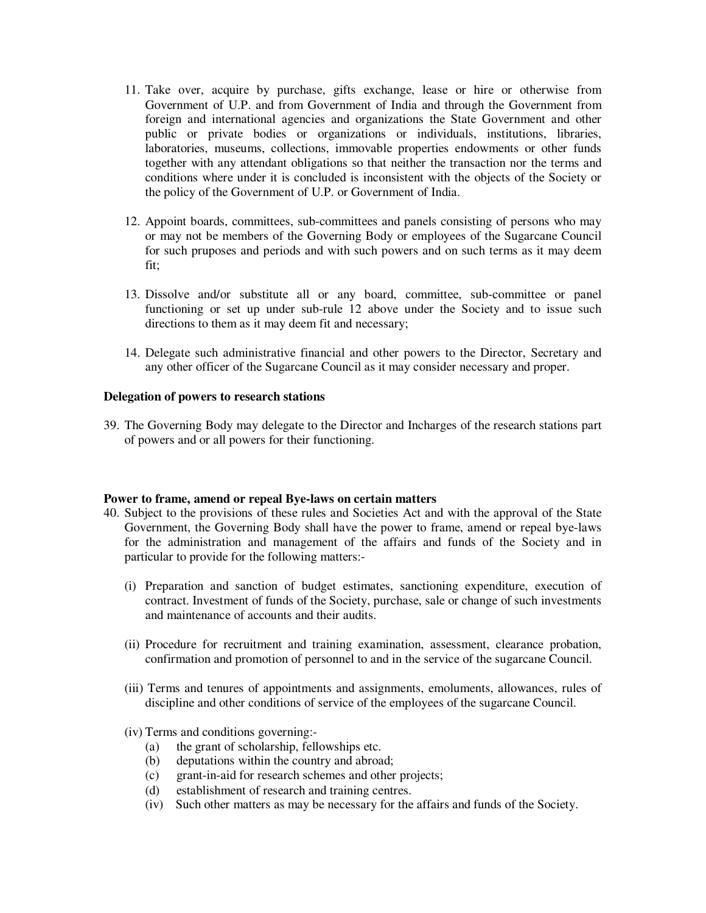11. Take over, acquire by purchase, gifts exchange, lease or hire or otherwise from Government of U.P. and from Government of India and through the Government from foreign and international agencies and organizations the State Government and other public or private bodies or organizations or individuals, institutions, libraries, laboratories, museums, collections, immovable properties endowments or other funds together with any attendant obligations so that neither the transaction nor the terms and conditions where under it is concluded is inconsistent with the objects of the Society or the policy of the Government of U.P. or Government of India.

12. Appoint boards, committees, sub-committees and panels consisting of persons who may or may not be members of the Governing Body or employees of the Sugarcane Council for such pruposes and periods and with such powers and on such terms as it may deem fit;

13. Dissolve and/or substitute all or any board, committee, sub-committee or panel functioning or set up under sub-rule 12 above under the Society and to issue such directions to them as it may deem fit and necessary;

14. Delegate such administrative financial and other powers to the Director, Secretary and any other officer of the Sugarcane Council as it may consider necessary and proper.

**Delegation of powers to research stations**

39. The Governing Body may delegate to the Director and Incharges of the research stations part of powers and or all powers for their functioning.

**Power to frame, amend or repeal Bye-laws on certain matters**

40. Subject to the provisions of these rules and Societies Act and with the approval of the State Government, the Governing Body shall have the power to frame, amend or repeal bye-laws for the administration and management of the affairs and funds of the Society and in particular to provide for the following matters:-

    (i) Preparation and sanction of budget estimates, sanctioning expenditure, execution of contract. Investment of funds of the Society, purchase, sale or change of such investments and maintenance of accounts and their audits.

    (ii) Procedure for recruitment and training examination, assessment, clearance probation, confirmation and promotion of personnel to and in the service of the sugarcane Council.

    (iii) Terms and tenures of appointments and assignments, emoluments, allowances, rules of discipline and other conditions of service of the employees of the sugarcane Council.

    (iv) Terms and conditions governing:-
    
    (a) the grant of scholarship, fellowships etc.
    
    (b) deputations within the country and abroad;
    
    (c) grant-in-aid for research schemes and other projects;
    
    (d) establishment of research and training centres.
    
    (iv) Such other matters as may be necessary for the affairs and funds of the Society.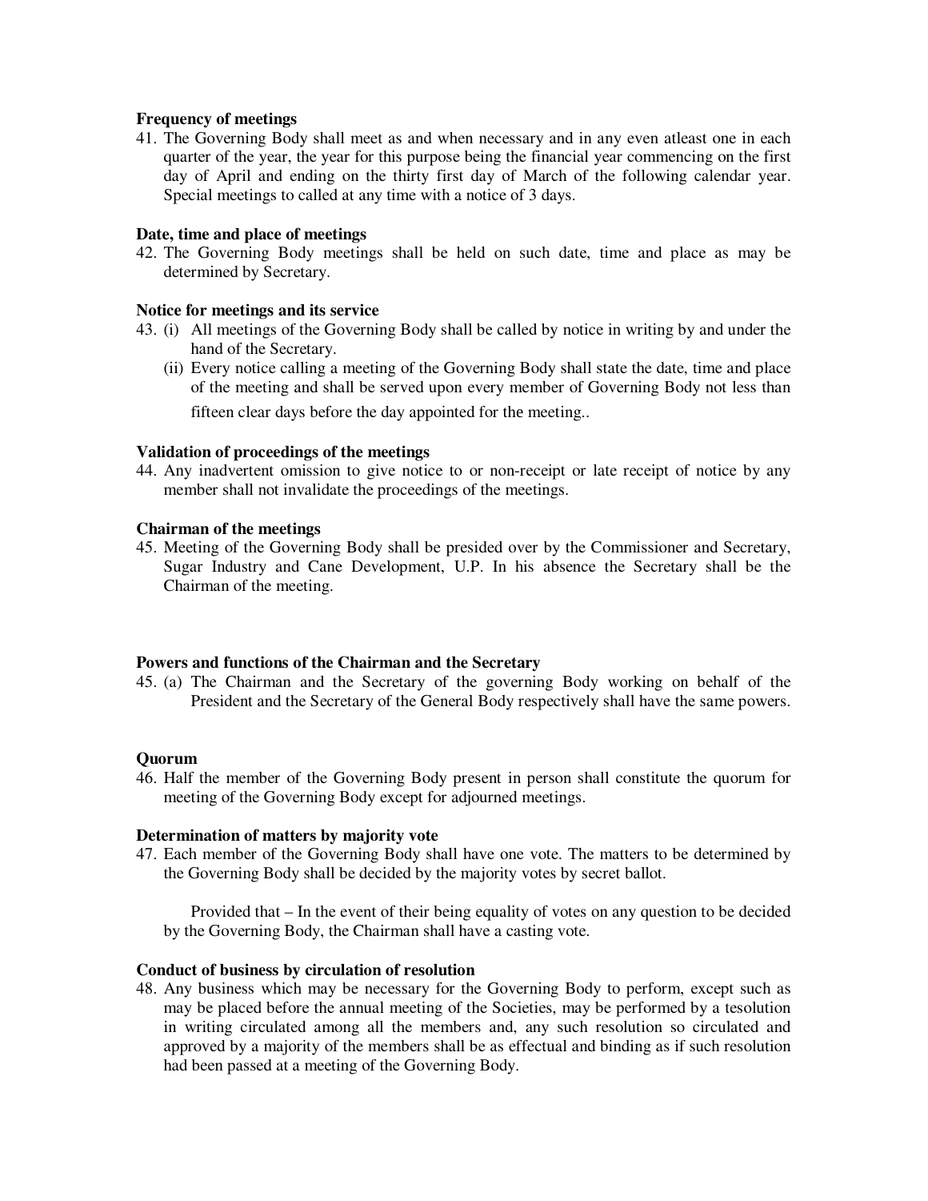**Frequency of meetings**

41. The Governing Body shall meet as and when necessary and in any even atleast one in each quarter of the year, the year for this purpose being the financial year commencing on the first day of April and ending on the thirty first day of March of the following calendar year. Special meetings to called at any time with a notice of 3 days.

**Date, time and place of meetings**

42. The Governing Body meetings shall be held on such date, time and place as may be determined by Secretary.

**Notice for meetings and its service**

43. (i) All meetings of the Governing Body shall be called by notice in writing by and under the hand of the Secretary.
    (ii) Every notice calling a meeting of the Governing Body shall state the date, time and place of the meeting and shall be served upon every member of Governing Body not less than fifteen clear days before the day appointed for the meeting..

**Validation of proceedings of the meetings**

44. Any inadvertent omission to give notice to or non-receipt or late receipt of notice by any member shall not invalidate the proceedings of the meetings.

**Chairman of the meetings**

45. Meeting of the Governing Body shall be presided over by the Commissioner and Secretary, Sugar Industry and Cane Development, U.P. In his absence the Secretary shall be the Chairman of the meeting.

**Powers and functions of the Chairman and the Secretary**

45. (a) The Chairman and the Secretary of the governing Body working on behalf of the President and the Secretary of the General Body respectively shall have the same powers.

**Quorum**

46. Half the member of the Governing Body present in person shall constitute the quorum for meeting of the Governing Body except for adjourned meetings.

**Determination of matters by majority vote**

47. Each member of the Governing Body shall have one vote. The matters to be determined by the Governing Body shall be decided by the majority votes by secret ballot.

    Provided that – In the event of their being equality of votes on any question to be decided by the Governing Body, the Chairman shall have a casting vote.

**Conduct of business by circulation of resolution**

48. Any business which may be necessary for the Governing Body to perform, except such as may be placed before the annual meeting of the Societies, may be performed by a tesolution in writing circulated among all the members and, any such resolution so circulated and approved by a majority of the members shall be as effectual and binding as if such resolution had been passed at a meeting of the Governing Body.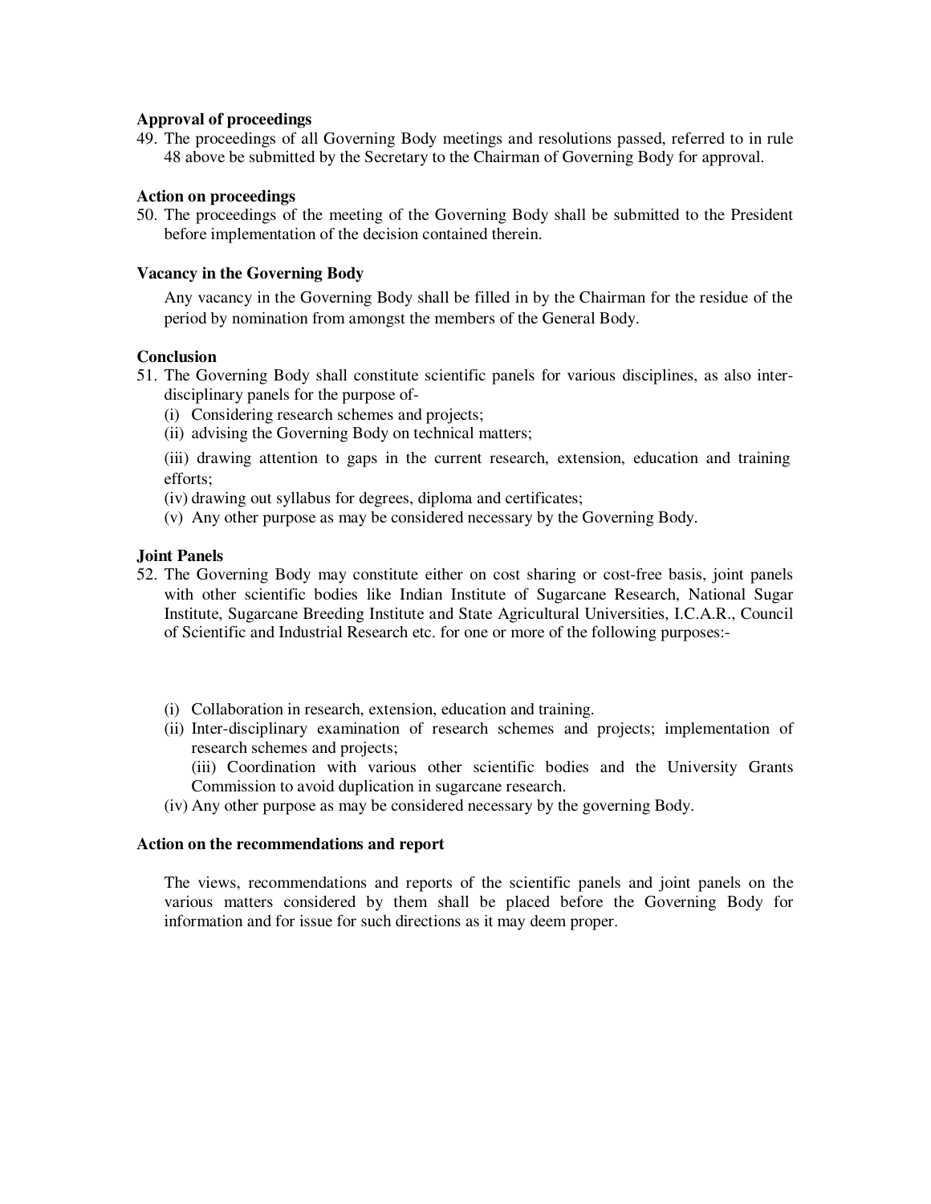**Approval of proceedings**

49. The proceedings of all Governing Body meetings and resolutions passed, referred to in rule 48 above be submitted by the Secretary to the Chairman of Governing Body for approval.

**Action on proceedings**

50. The proceedings of the meeting of the Governing Body shall be submitted to the President before implementation of the decision contained therein.

**Vacancy in the Governing Body**

Any vacancy in the Governing Body shall be filled in by the Chairman for the residue of the period by nomination from amongst the members of the General Body.

**Conclusion**

51. The Governing Body shall constitute scientific panels for various disciplines, as also inter-disciplinary panels for the purpose of-
   (i) Considering research schemes and projects;
   (ii) advising the Governing Body on technical matters;
   (iii) drawing attention to gaps in the current research, extension, education and training efforts;
   (iv) drawing out syllabus for degrees, diploma and certificates;
   (v) Any other purpose as may be considered necessary by the Governing Body.

**Joint Panels**

52. The Governing Body may constitute either on cost sharing or cost-free basis, joint panels with other scientific bodies like Indian Institute of Sugarcane Research, National Sugar Institute, Sugarcane Breeding Institute and State Agricultural Universities, I.C.A.R., Council of Scientific and Industrial Research etc. for one or more of the following purposes:-
   (i) Collaboration in research, extension, education and training.
   (ii) Inter-disciplinary examination of research schemes and projects; implementation of research schemes and projects;
   (iii) Coordination with various other scientific bodies and the University Grants Commission to avoid duplication in sugarcane research.
   (iv) Any other purpose as may be considered necessary by the governing Body.

**Action on the recommendations and report**

The views, recommendations and reports of the scientific panels and joint panels on the various matters considered by them shall be placed before the Governing Body for information and for issue for such directions as it may deem proper.